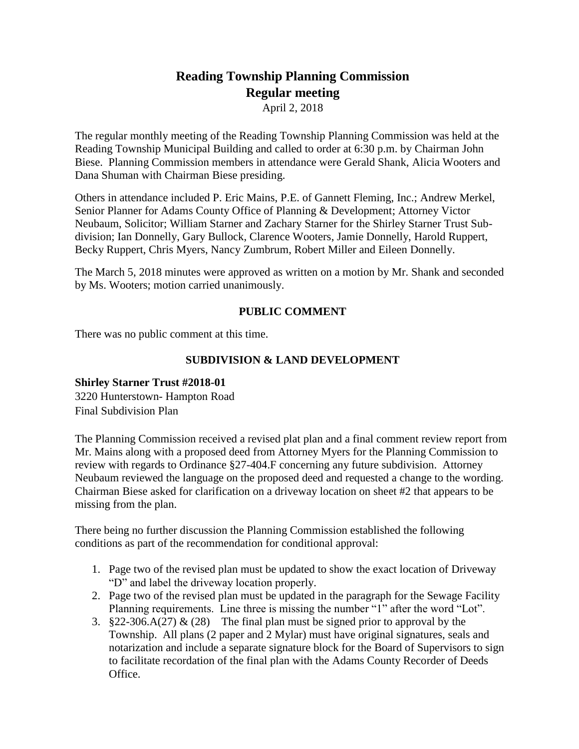# Reading Township Planning Commission
## Regular meeting

April 2, 2018

The regular monthly meeting of the Reading Township Planning Commission was held at the Reading Township Municipal Building and called to order at 6:30 p.m. by Chairman John Biese. Planning Commission members in attendance were Gerald Shank, Alicia Wooters and Dana Shuman with Chairman Biese presiding.

Others in attendance included P. Eric Mains, P.E. of Gannett Fleming, Inc.; Andrew Merkel, Senior Planner for Adams County Office of Planning & Development; Attorney Victor Neubaum, Solicitor; William Starner and Zachary Starner for the Shirley Starner Trust Sub-division; Ian Donnelly, Gary Bullock, Clarence Wooters, Jamie Donnelly, Harold Ruppert, Becky Ruppert, Chris Myers, Nancy Zumbrum, Robert Miller and Eileen Donnelly.

The March 5, 2018 minutes were approved as written on a motion by Mr. Shank and seconded by Ms. Wooters; motion carried unanimously.

### PUBLIC COMMENT

There was no public comment at this time.

### SUBDIVISION & LAND DEVELOPMENT

**Shirley Starner Trust #2018-01**
3220 Hunterstown- Hampton Road
Final Subdivision Plan

The Planning Commission received a revised plat plan and a final comment review report from Mr. Mains along with a proposed deed from Attorney Myers for the Planning Commission to review with regards to Ordinance §27-404.F concerning any future subdivision. Attorney Neubaum reviewed the language on the proposed deed and requested a change to the wording. Chairman Biese asked for clarification on a driveway location on sheet #2 that appears to be missing from the plan.

There being no further discussion the Planning Commission established the following conditions as part of the recommendation for conditional approval:

1. Page two of the revised plan must be updated to show the exact location of Driveway "D" and label the driveway location properly.
2. Page two of the revised plan must be updated in the paragraph for the Sewage Facility Planning requirements. Line three is missing the number "1" after the word "Lot".
3. §22-306.A(27) & (28) The final plan must be signed prior to approval by the Township. All plans (2 paper and 2 Mylar) must have original signatures, seals and notarization and include a separate signature block for the Board of Supervisors to sign to facilitate recordation of the final plan with the Adams County Recorder of Deeds Office.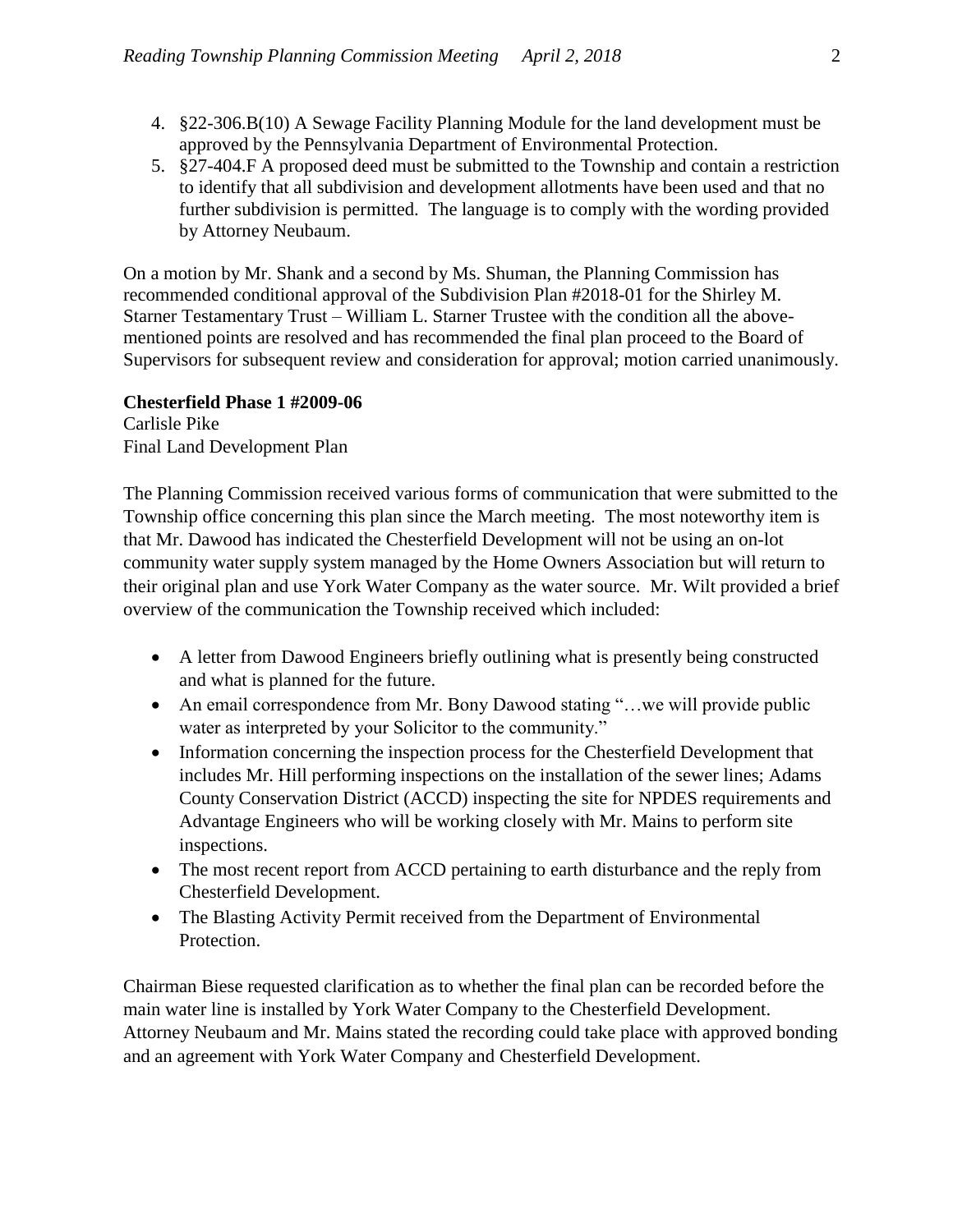4. §22-306.B(10) A Sewage Facility Planning Module for the land development must be approved by the Pennsylvania Department of Environmental Protection.
5. §27-404.F A proposed deed must be submitted to the Township and contain a restriction to identify that all subdivision and development allotments have been used and that no further subdivision is permitted. The language is to comply with the wording provided by Attorney Neubaum.

On a motion by Mr. Shank and a second by Ms. Shuman, the Planning Commission has recommended conditional approval of the Subdivision Plan #2018-01 for the Shirley M. Starner Testamentary Trust – William L. Starner Trustee with the condition all the above-mentioned points are resolved and has recommended the final plan proceed to the Board of Supervisors for subsequent review and consideration for approval; motion carried unanimously.

**Chesterfield Phase 1 #2009-06**
Carlisle Pike
Final Land Development Plan

The Planning Commission received various forms of communication that were submitted to the Township office concerning this plan since the March meeting. The most noteworthy item is that Mr. Dawood has indicated the Chesterfield Development will not be using an on-lot community water supply system managed by the Home Owners Association but will return to their original plan and use York Water Company as the water source. Mr. Wilt provided a brief overview of the communication the Township received which included:

- A letter from Dawood Engineers briefly outlining what is presently being constructed and what is planned for the future.
- An email correspondence from Mr. Bony Dawood stating "…we will provide public water as interpreted by your Solicitor to the community."
- Information concerning the inspection process for the Chesterfield Development that includes Mr. Hill performing inspections on the installation of the sewer lines; Adams County Conservation District (ACCD) inspecting the site for NPDES requirements and Advantage Engineers who will be working closely with Mr. Mains to perform site inspections.
- The most recent report from ACCD pertaining to earth disturbance and the reply from Chesterfield Development.
- The Blasting Activity Permit received from the Department of Environmental Protection.

Chairman Biese requested clarification as to whether the final plan can be recorded before the main water line is installed by York Water Company to the Chesterfield Development. Attorney Neubaum and Mr. Mains stated the recording could take place with approved bonding and an agreement with York Water Company and Chesterfield Development.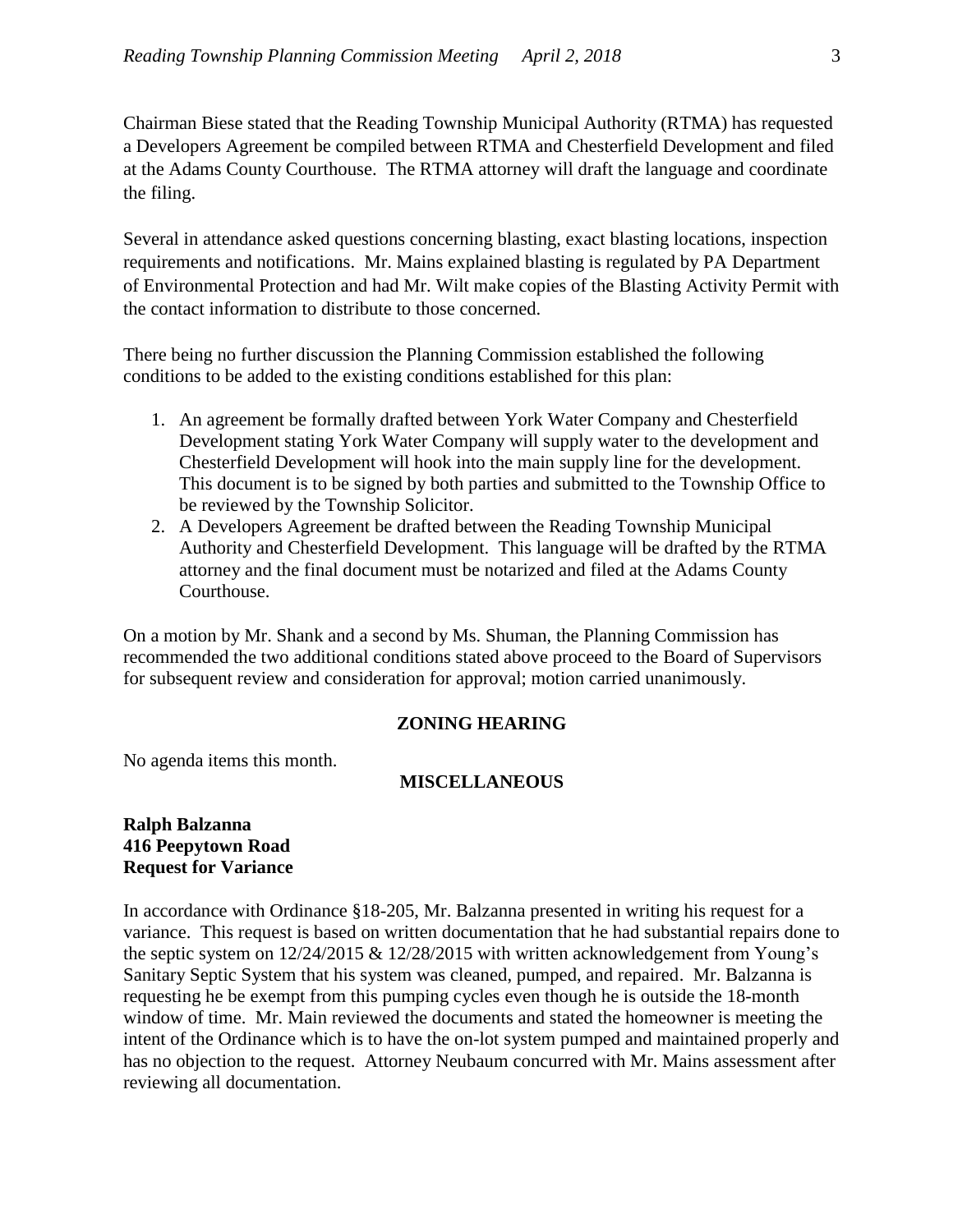Chairman Biese stated that the Reading Township Municipal Authority (RTMA) has requested a Developers Agreement be compiled between RTMA and Chesterfield Development and filed at the Adams County Courthouse. The RTMA attorney will draft the language and coordinate the filing.

Several in attendance asked questions concerning blasting, exact blasting locations, inspection requirements and notifications. Mr. Mains explained blasting is regulated by PA Department of Environmental Protection and had Mr. Wilt make copies of the Blasting Activity Permit with the contact information to distribute to those concerned.

There being no further discussion the Planning Commission established the following conditions to be added to the existing conditions established for this plan:

1. An agreement be formally drafted between York Water Company and Chesterfield Development stating York Water Company will supply water to the development and Chesterfield Development will hook into the main supply line for the development. This document is to be signed by both parties and submitted to the Township Office to be reviewed by the Township Solicitor.
2. A Developers Agreement be drafted between the Reading Township Municipal Authority and Chesterfield Development. This language will be drafted by the RTMA attorney and the final document must be notarized and filed at the Adams County Courthouse.

On a motion by Mr. Shank and a second by Ms. Shuman, the Planning Commission has recommended the two additional conditions stated above proceed to the Board of Supervisors for subsequent review and consideration for approval; motion carried unanimously.

## ZONING HEARING

No agenda items this month.

## MISCELLANEOUS

**Ralph Balzanna**
**416 Peepytown Road**
**Request for Variance**

In accordance with Ordinance §18-205, Mr. Balzanna presented in writing his request for a variance. This request is based on written documentation that he had substantial repairs done to the septic system on 12/24/2015 & 12/28/2015 with written acknowledgement from Young's Sanitary Septic System that his system was cleaned, pumped, and repaired. Mr. Balzanna is requesting he be exempt from this pumping cycles even though he is outside the 18-month window of time. Mr. Main reviewed the documents and stated the homeowner is meeting the intent of the Ordinance which is to have the on-lot system pumped and maintained properly and has no objection to the request. Attorney Neubaum concurred with Mr. Mains assessment after reviewing all documentation.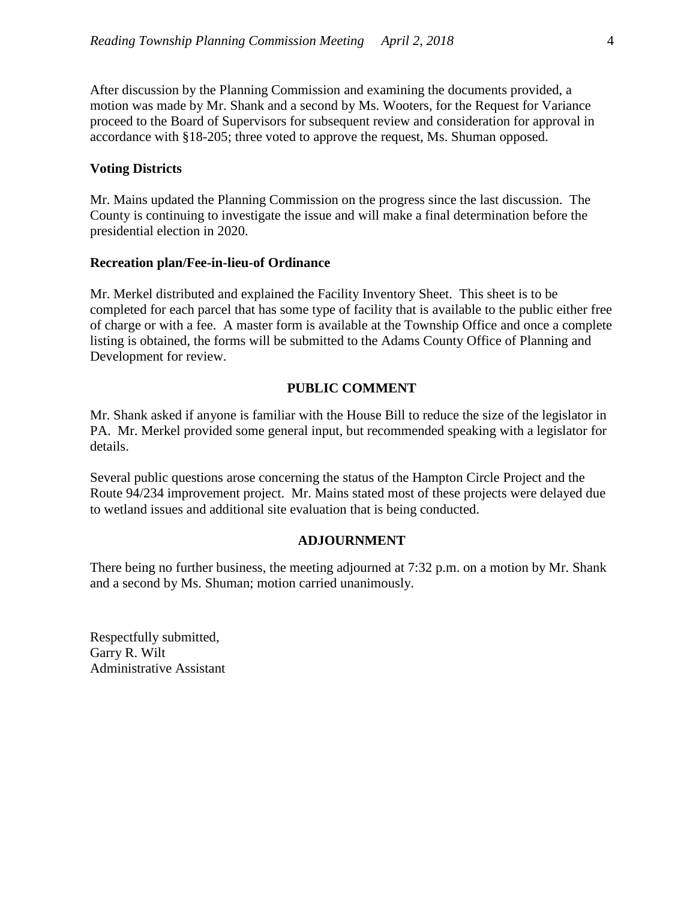After discussion by the Planning Commission and examining the documents provided, a motion was made by Mr. Shank and a second by Ms. Wooters, for the Request for Variance proceed to the Board of Supervisors for subsequent review and consideration for approval in accordance with §18-205; three voted to approve the request, Ms. Shuman opposed.

**Voting Districts**

Mr. Mains updated the Planning Commission on the progress since the last discussion. The County is continuing to investigate the issue and will make a final determination before the presidential election in 2020.

**Recreation plan/Fee-in-lieu-of Ordinance**

Mr. Merkel distributed and explained the Facility Inventory Sheet. This sheet is to be completed for each parcel that has some type of facility that is available to the public either free of charge or with a fee. A master form is available at the Township Office and once a complete listing is obtained, the forms will be submitted to the Adams County Office of Planning and Development for review.

## PUBLIC COMMENT

Mr. Shank asked if anyone is familiar with the House Bill to reduce the size of the legislator in PA. Mr. Merkel provided some general input, but recommended speaking with a legislator for details.

Several public questions arose concerning the status of the Hampton Circle Project and the Route 94/234 improvement project. Mr. Mains stated most of these projects were delayed due to wetland issues and additional site evaluation that is being conducted.

## ADJOURNMENT

There being no further business, the meeting adjourned at 7:32 p.m. on a motion by Mr. Shank and a second by Ms. Shuman; motion carried unanimously.

Respectfully submitted,
Garry R. Wilt
Administrative Assistant